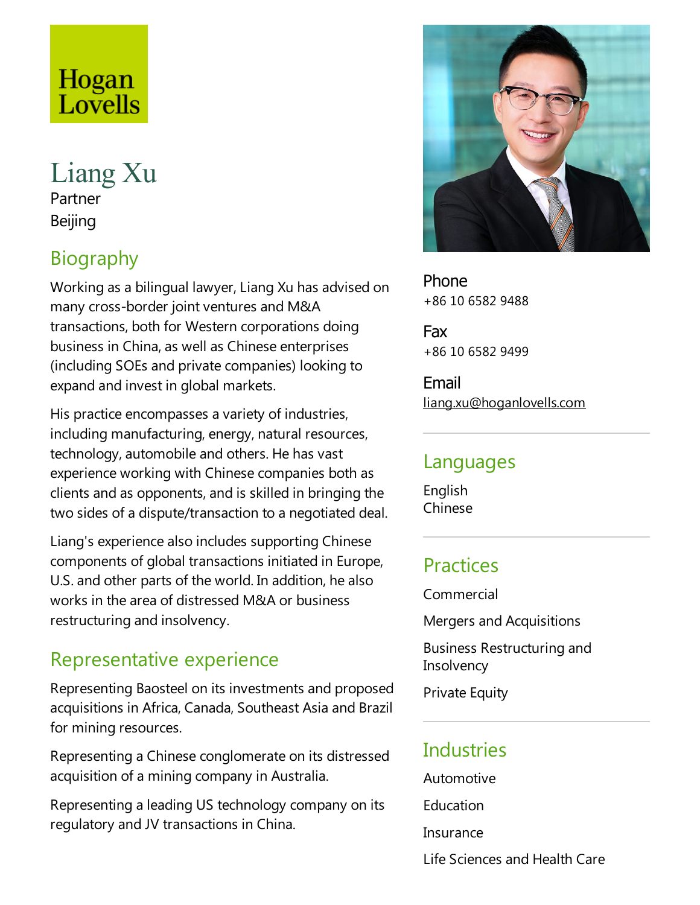Hogan Lovells

# Liang Xu

Partner

Beijing

## Biography

Working as a bilingual lawyer, Liang Xu has advised on many cross-border joint ventures and M&A transactions, both for Western corporations doing business in China, as well as Chinese enterprises (including SOEs and private companies) looking to expand and invest in global markets.

His practice encompasses a variety of industries, including manufacturing, energy, natural resources, technology, automobile and others. He has vast experience working with Chinese companies both as clients and as opponents, and is skilled in bringing the two sides of a dispute/transaction to a negotiated deal.

Liang's experience also includes supporting Chinese components of global transactions initiated in Europe, U.S. and other parts of the world. In addition, he also works in the area of distressed M&A or business restructuring and insolvency.

## Representative experience

Representing Baosteel on its investments and proposed acquisitions in Africa, Canada, Southeast Asia and Brazil for mining resources.

Representing a Chinese conglomerate on its distressed acquisition of a mining company in Australia.

Representing a leading US technology company on its regulatory and JV transactions in China.

Phone
+86 10 6582 9488

Fax
+86 10 6582 9499

Email
liang.xu@hoganlovells.com

## Languages

English
Chinese

## Practices

Commercial

Mergers and Acquisitions

Business Restructuring and Insolvency

Private Equity

## Industries

Automotive

Education

Insurance

Life Sciences and Health Care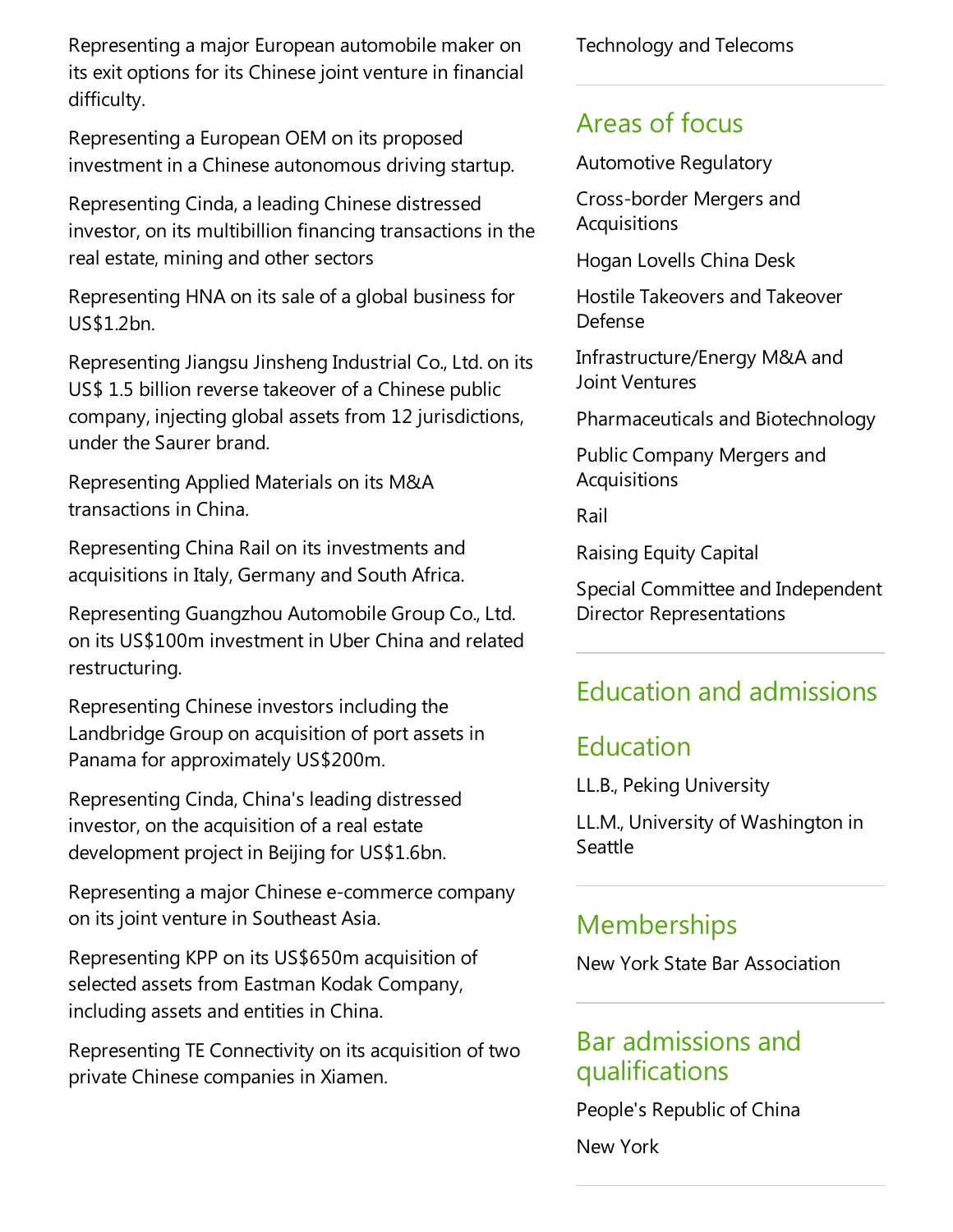Representing a major European automobile maker on its exit options for its Chinese joint venture in financial difficulty.

Representing a European OEM on its proposed investment in a Chinese autonomous driving startup.

Representing Cinda, a leading Chinese distressed investor, on its multibillion financing transactions in the real estate, mining and other sectors

Representing HNA on its sale of a global business for US$1.2bn.

Representing Jiangsu Jinsheng Industrial Co., Ltd. on its US$ 1.5 billion reverse takeover of a Chinese public company, injecting global assets from 12 jurisdictions, under the Saurer brand.

Representing Applied Materials on its M&A transactions in China.

Representing China Rail on its investments and acquisitions in Italy, Germany and South Africa.

Representing Guangzhou Automobile Group Co., Ltd. on its US$100m investment in Uber China and related restructuring.

Representing Chinese investors including the Landbridge Group on acquisition of port assets in Panama for approximately US$200m.

Representing Cinda, China's leading distressed investor, on the acquisition of a real estate development project in Beijing for US$1.6bn.

Representing a major Chinese e-commerce company on its joint venture in Southeast Asia.

Representing KPP on its US$650m acquisition of selected assets from Eastman Kodak Company, including assets and entities in China.

Representing TE Connectivity on its acquisition of two private Chinese companies in Xiamen.

Technology and Telecoms

## Areas of focus

Automotive Regulatory

Cross-border Mergers and Acquisitions

Hogan Lovells China Desk

Hostile Takeovers and Takeover Defense

Infrastructure/Energy M&A and Joint Ventures

Pharmaceuticals and Biotechnology

Public Company Mergers and Acquisitions

Rail

Raising Equity Capital

Special Committee and Independent Director Representations

## Education and admissions

## Education

LL.B., Peking University

LL.M., University of Washington in Seattle

## Memberships

New York State Bar Association

## Bar admissions and qualifications

People's Republic of China

New York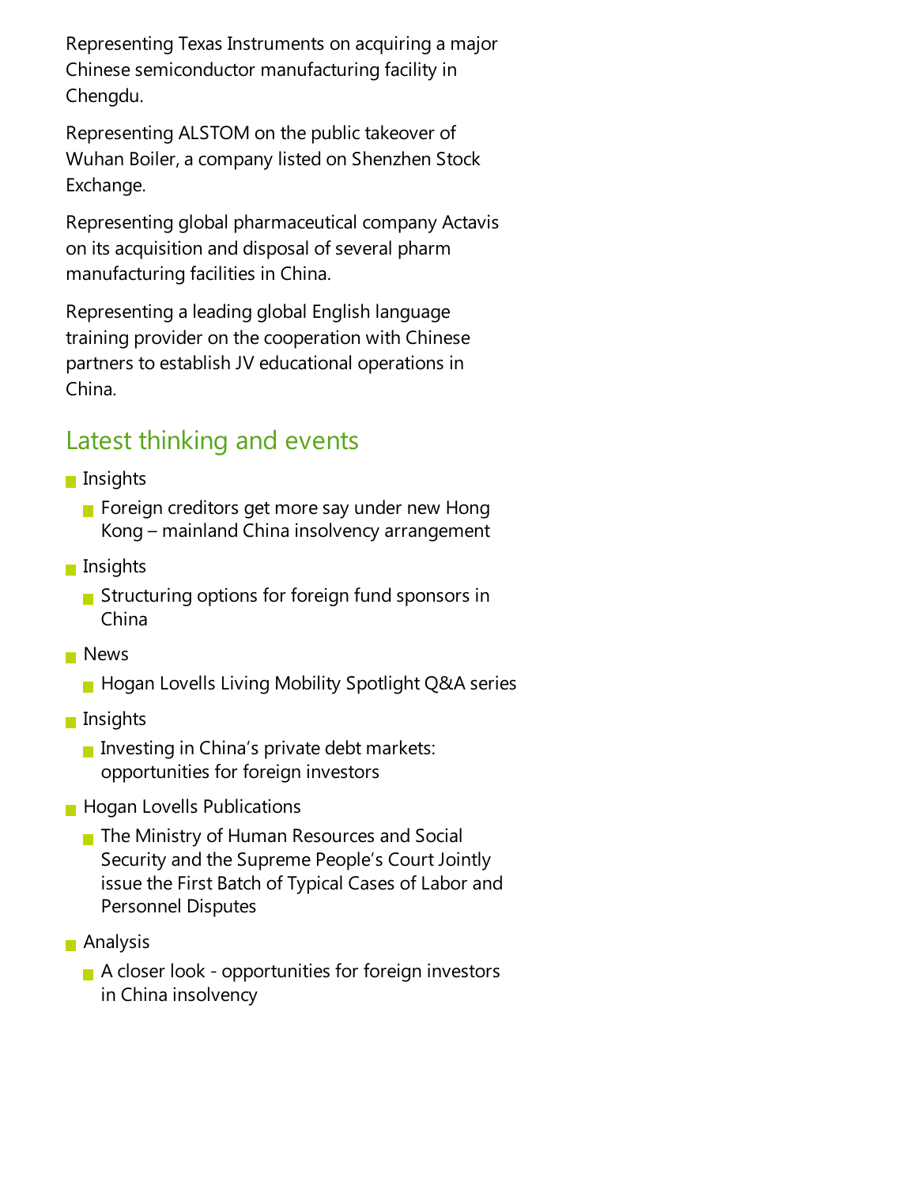Representing Texas Instruments on acquiring a major Chinese semiconductor manufacturing facility in Chengdu.

Representing ALSTOM on the public takeover of Wuhan Boiler, a company listed on Shenzhen Stock Exchange.

Representing global pharmaceutical company Actavis on its acquisition and disposal of several pharm manufacturing facilities in China.

Representing a leading global English language training provider on the cooperation with Chinese partners to establish JV educational operations in China.

## Latest thinking and events

- Insights
  - Foreign creditors get more say under new Hong Kong – mainland China insolvency arrangement
- Insights
  - Structuring options for foreign fund sponsors in China
- News
  - Hogan Lovells Living Mobility Spotlight Q&A series
- Insights
  - Investing in China's private debt markets: opportunities for foreign investors
- Hogan Lovells Publications
  - The Ministry of Human Resources and Social Security and the Supreme People's Court Jointly issue the First Batch of Typical Cases of Labor and Personnel Disputes
- Analysis
  - A closer look - opportunities for foreign investors in China insolvency